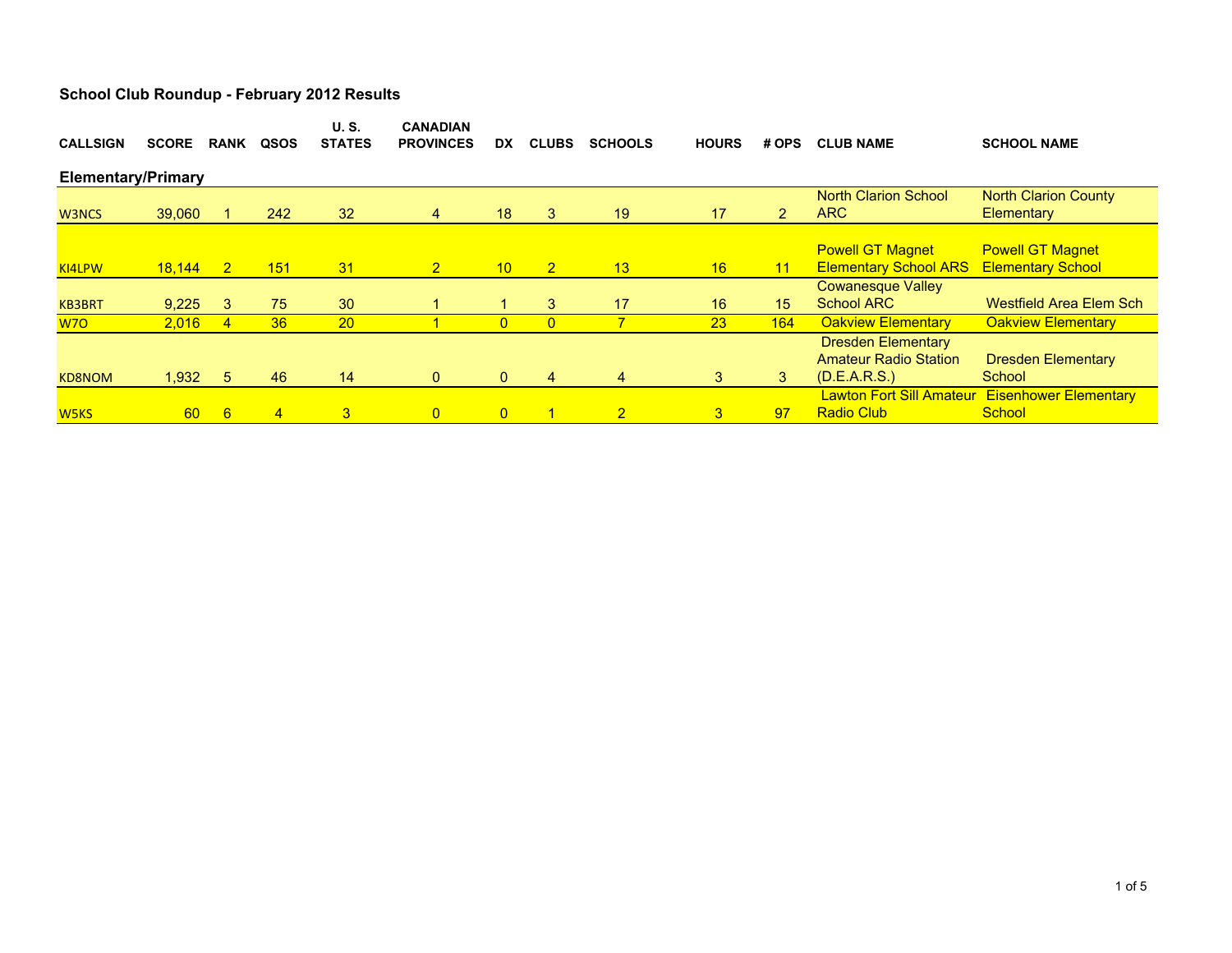## School Club Roundup - February 2012 Results

| CALLSIGN | SCORE | RANK | QSOS | U. S. STATES | CANADIAN PROVINCES | DX | CLUBS | SCHOOLS | HOURS | # OPS | CLUB NAME | SCHOOL NAME |
|---|---|---|---|---|---|---|---|---|---|---|---|---|
| **Elementary/Primary** | | | | | | | | | | | | |
| W3NCS | 39,060 | 1 | 242 | 32 | 4 | 18 | 3 | 19 | 17 | 2 | North Clarion School ARC | North Clarion County Elementary |
| KI4LPW | 18,144 | 2 | 151 | 31 | 2 | 10 | 2 | 13 | 16 | 11 | Powell GT Magnet Elementary School ARS | Powell GT Magnet Elementary School |
| KB3BRT | 9,225 | 3 | 75 | 30 | 1 | 1 | 3 | 17 | 16 | 15 | Cowanesque Valley School ARC | Westfield Area Elem Sch |
| W7O | 2,016 | 4 | 36 | 20 | 1 | 0 | 0 | 7 | 23 | 164 | Oakview Elementary | Oakview Elementary |
| KD8NOM | 1,932 | 5 | 46 | 14 | 0 | 0 | 4 | 4 | 3 | 3 | Dresden Elementary Amateur Radio Station (D.E.A.R.S.) | Dresden Elementary School |
| W5KS | 60 | 6 | 4 | 3 | 0 | 0 | 1 | 2 | 3 | 97 | Lawton Fort Sill Amateur Radio Club | Eisenhower Elementary School |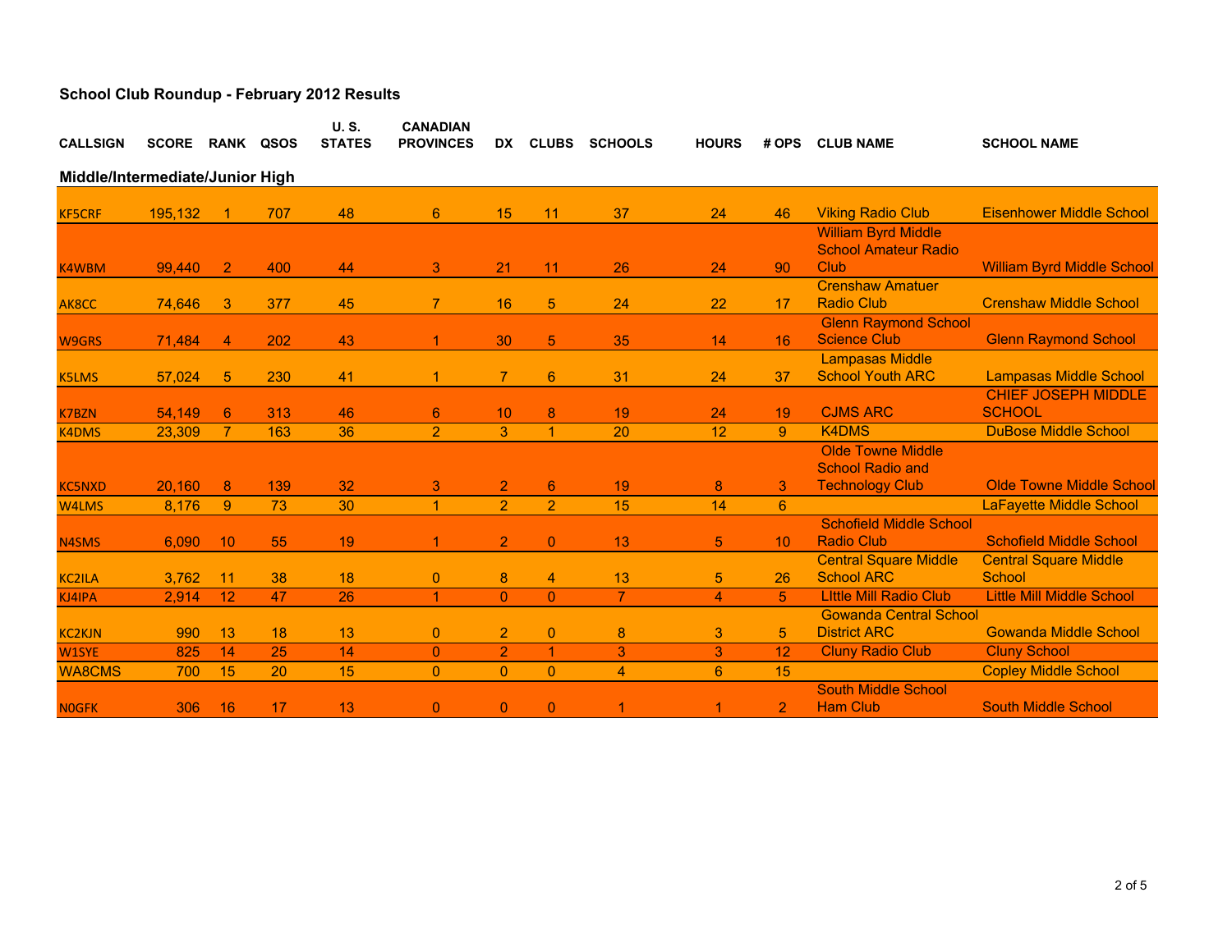## School Club Roundup - February 2012 Results

| CALLSIGN | SCORE | RANK | QSOS | U. S. STATES | CANADIAN PROVINCES | DX | CLUBS | SCHOOLS | HOURS | # OPS | CLUB NAME | SCHOOL NAME |
|---|---|---|---|---|---|---|---|---|---|---|---|---|
| **Middle/Intermediate/Junior High** | | | | | | | | | | | | |
| KF5CRF | 195,132 | 1 | 707 | 48 | 6 | 15 | 11 | 37 | 24 | 46 | Viking Radio Club | Eisenhower Middle School |
| K4WBM | 99,440 | 2 | 400 | 44 | 3 | 21 | 11 | 26 | 24 | 90 | William Byrd Middle School Amateur Radio Club | William Byrd Middle School |
| AK8CC | 74,646 | 3 | 377 | 45 | 7 | 16 | 5 | 24 | 22 | 17 | Crenshaw Amatuer Radio Club | Crenshaw Middle School |
| W9GRS | 71,484 | 4 | 202 | 43 | 1 | 30 | 5 | 35 | 14 | 16 | Glenn Raymond School Science Club | Glenn Raymond School |
| K5LMS | 57,024 | 5 | 230 | 41 | 1 | 7 | 6 | 31 | 24 | 37 | Lampasas Middle School Youth ARC | Lampasas Middle School |
| K7BZN | 54,149 | 6 | 313 | 46 | 6 | 10 | 8 | 19 | 24 | 19 | CJMS ARC | CHIEF JOSEPH MIDDLE SCHOOL |
| K4DMS | 23,309 | 7 | 163 | 36 | 2 | 3 | 1 | 20 | 12 | 9 | K4DMS | DuBose Middle School |
| KC5NXD | 20,160 | 8 | 139 | 32 | 3 | 2 | 6 | 19 | 8 | 3 | Olde Towne Middle School Radio and Technology Club | Olde Towne Middle School |
| W4LMS | 8,176 | 9 | 73 | 30 | 1 | 2 | 2 | 15 | 14 | 6 | | LaFayette Middle School |
| N4SMS | 6,090 | 10 | 55 | 19 | 1 | 2 | 0 | 13 | 5 | 10 | Schofield Middle School Radio Club | Schofield Middle School |
| KC2ILA | 3,762 | 11 | 38 | 18 | 0 | 8 | 4 | 13 | 5 | 26 | Central Square Middle School ARC | Central Square Middle School |
| KJ4IPA | 2,914 | 12 | 47 | 26 | 1 | 0 | 0 | 7 | 4 | 5 | LIttle Mill Radio Club | Little Mill Middle School |
| KC2KJN | 990 | 13 | 18 | 13 | 0 | 2 | 0 | 8 | 3 | 5 | Gowanda Central School District ARC | Gowanda Middle School |
| W1SYE | 825 | 14 | 25 | 14 | 0 | 2 | 1 | 3 | 3 | 12 | Cluny Radio Club | Cluny School |
| WA8CMS | 700 | 15 | 20 | 15 | 0 | 0 | 0 | 4 | 6 | 15 | | Copley Middle School |
| N0GFK | 306 | 16 | 17 | 13 | 0 | 0 | 0 | 1 | 1 | 2 | South Middle School Ham Club | South Middle School |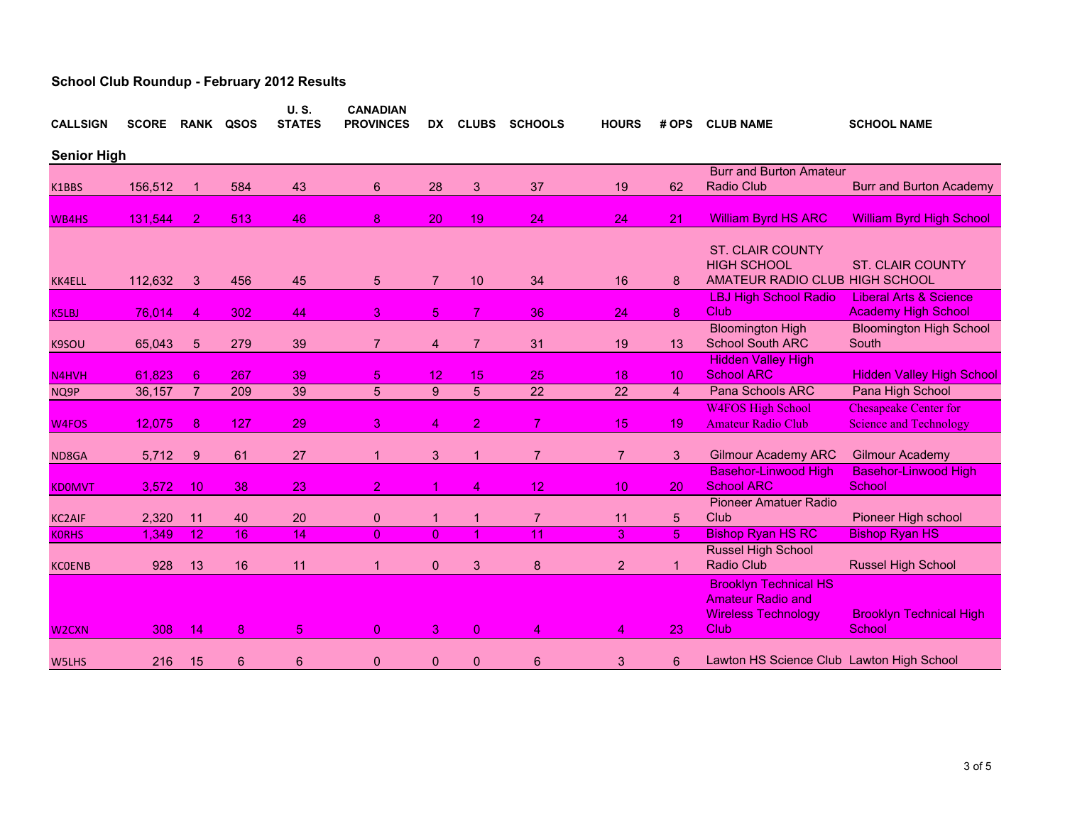## School Club Roundup - February 2012 Results

### Senior High

| CALLSIGN | SCORE | RANK | QSOS | U. S. STATES | CANADIAN PROVINCES | DX | CLUBS | SCHOOLS | HOURS | # OPS | CLUB NAME | SCHOOL NAME |
|---|---|---|---|---|---|---|---|---|---|---|---|---|
| K1BBS | 156,512 | 1 | 584 | 43 | 6 | 28 | 3 | 37 | 19 | 62 | Burr and Burton Amateur Radio Club | Burr and Burton Academy |
| WB4HS | 131,544 | 2 | 513 | 46 | 8 | 20 | 19 | 24 | 24 | 21 | William Byrd HS ARC | William Byrd High School |
| KK4ELL | 112,632 | 3 | 456 | 45 | 5 | 7 | 10 | 34 | 16 | 8 | ST. CLAIR COUNTY HIGH SCHOOL AMATEUR RADIO CLUB | ST. CLAIR COUNTY HIGH SCHOOL |
| K5LBJ | 76,014 | 4 | 302 | 44 | 3 | 5 | 7 | 36 | 24 | 8 | LBJ High School Radio Club | Liberal Arts & Science Academy High School |
| K9SOU | 65,043 | 5 | 279 | 39 | 7 | 4 | 7 | 31 | 19 | 13 | Bloomington High School South ARC | Bloomington High School South |
| N4HVH | 61,823 | 6 | 267 | 39 | 5 | 12 | 15 | 25 | 18 | 10 | Hidden Valley High School ARC | Hidden Valley High School |
| NQ9P | 36,157 | 7 | 209 | 39 | 5 | 9 | 5 | 22 | 22 | 4 | Pana Schools ARC | Pana High School |
| W4FOS | 12,075 | 8 | 127 | 29 | 3 | 4 | 2 | 7 | 15 | 19 | W4FOS High School Amateur Radio Club | Chesapeake Center for Science and Technology |
| ND8GA | 5,712 | 9 | 61 | 27 | 1 | 3 | 1 | 7 | 7 | 3 | Gilmour Academy ARC | Gilmour Academy |
| KD0MVT | 3,572 | 10 | 38 | 23 | 2 | 1 | 4 | 12 | 10 | 20 | Basehor-Linwood High School ARC | Basehor-Linwood High School |
| KC2AIF | 2,320 | 11 | 40 | 20 | 0 | 1 | 1 | 7 | 11 | 5 | Pioneer Amatuer Radio Club | Pioneer High school |
| K0RHS | 1,349 | 12 | 16 | 14 | 0 | 0 | 1 | 11 | 3 | 5 | Bishop Ryan HS RC | Bishop Ryan HS |
| KC0ENB | 928 | 13 | 16 | 11 | 1 | 0 | 3 | 8 | 2 | 1 | Russel High School Radio Club | Russel High School |
| W2CXN | 308 | 14 | 8 | 5 | 0 | 3 | 0 | 4 | 4 | 23 | Brooklyn Technical HS Amateur Radio and Wireless Technology Club | Brooklyn Technical High School |
| W5LHS | 216 | 15 | 6 | 6 | 0 | 0 | 0 | 6 | 3 | 6 | Lawton HS Science Club | Lawton High School |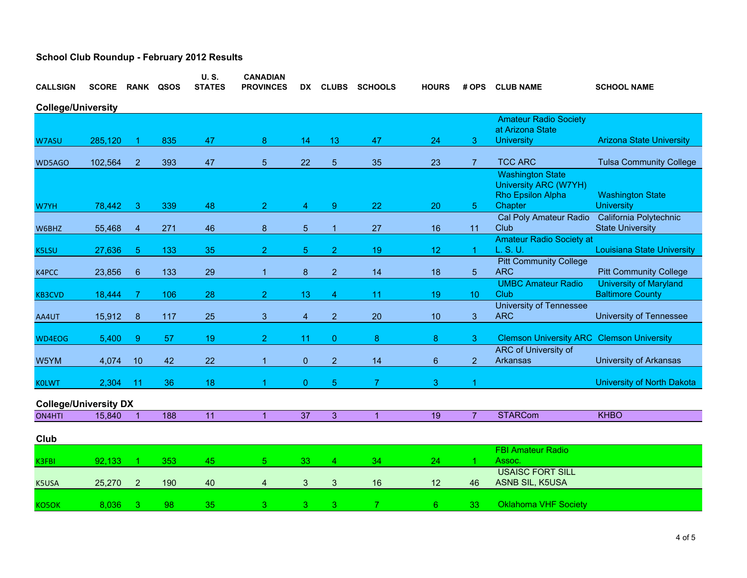# School Club Roundup - February 2012 Results

| CALLSIGN | SCORE | RANK | QSOS | U. S. STATES | CANADIAN PROVINCES | DX | CLUBS | SCHOOLS | HOURS | # OPS | CLUB NAME | SCHOOL NAME |
|---|---|---|---|---|---|---|---|---|---|---|---|---|
| **College/University** | | | | | | | | | | | | |
| W7ASU | 285,120 | 1 | 835 | 47 | 8 | 14 | 13 | 47 | 24 | 3 | Amateur Radio Society at Arizona State University | Arizona State University |
| WD5AGO | 102,564 | 2 | 393 | 47 | 5 | 22 | 5 | 35 | 23 | 7 | TCC ARC | Tulsa Community College |
| W7YH | 78,442 | 3 | 339 | 48 | 2 | 4 | 9 | 22 | 20 | 5 | Washington State University ARC (W7YH) Rho Epsilon Alpha Chapter | Washington State University |
| W6BHZ | 55,468 | 4 | 271 | 46 | 8 | 5 | 1 | 27 | 16 | 11 | Cal Poly Amateur Radio Club | California Polytechnic State University |
| K5LSU | 27,636 | 5 | 133 | 35 | 2 | 5 | 2 | 19 | 12 | 1 | Amateur Radio Society at L. S. U. | Louisiana State University |
| K4PCC | 23,856 | 6 | 133 | 29 | 1 | 8 | 2 | 14 | 18 | 5 | Pitt Community College ARC | Pitt Community College |
| KB3CVD | 18,444 | 7 | 106 | 28 | 2 | 13 | 4 | 11 | 19 | 10 | UMBC Amateur Radio Club | University of Maryland Baltimore County |
| AA4UT | 15,912 | 8 | 117 | 25 | 3 | 4 | 2 | 20 | 10 | 3 | University of Tennessee ARC | University of Tennessee |
| WD4EOG | 5,400 | 9 | 57 | 19 | 2 | 11 | 0 | 8 | 8 | 3 | Clemson University ARC | Clemson University |
| W5YM | 4,074 | 10 | 42 | 22 | 1 | 0 | 2 | 14 | 6 | 2 | ARC of University of Arkansas | University of Arkansas |
| K0LWT | 2,304 | 11 | 36 | 18 | 1 | 0 | 5 | 7 | 3 | 1 | | University of North Dakota |
| **College/University DX** | | | | | | | | | | | | |
| ON4HTI | 15,840 | 1 | 188 | 11 | 1 | 37 | 3 | 1 | 19 | 7 | STARCom | KHBO |
| **Club** | | | | | | | | | | | | |
| K3FBI | 92,133 | 1 | 353 | 45 | 5 | 33 | 4 | 34 | 24 | 1 | FBI Amateur Radio Assoc. | |
| K5USA | 25,270 | 2 | 190 | 40 | 4 | 3 | 3 | 16 | 12 | 46 | USAISC FORT SILL ASNB SIL, K5USA | |
| KO5OK | 8,036 | 3 | 98 | 35 | 3 | 3 | 3 | 7 | 6 | 33 | Oklahoma VHF Society | |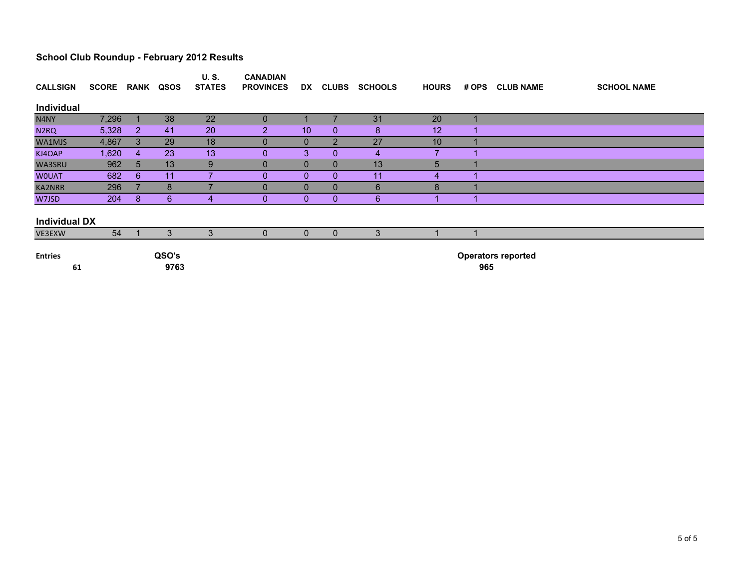## School Club Roundup - February 2012 Results

| CALLSIGN | SCORE | RANK | QSOS | U. S. STATES | CANADIAN PROVINCES | DX | CLUBS | SCHOOLS | HOURS | # OPS | CLUB NAME | SCHOOL NAME |
|---|---|---|---|---|---|---|---|---|---|---|---|---|
| **Individual** | | | | | | | | | | | | |
| N4NY | 7,296 | 1 | 38 | 22 | 0 | 1 | 7 | 31 | 20 | 1 | | |
| N2RQ | 5,328 | 2 | 41 | 20 | 2 | 10 | 0 | 8 | 12 | 1 | | |
| WA1MJS | 4,867 | 3 | 29 | 18 | 0 | 0 | 2 | 27 | 10 | 1 | | |
| KJ4OAP | 1,620 | 4 | 23 | 13 | 0 | 3 | 0 | 4 | 7 | 1 | | |
| WA3SRU | 962 | 5 | 13 | 9 | 0 | 0 | 0 | 13 | 5 | 1 | | |
| W0UAT | 682 | 6 | 11 | 7 | 0 | 0 | 0 | 11 | 4 | 1 | | |
| KA2NRR | 296 | 7 | 8 | 7 | 0 | 0 | 0 | 6 | 8 | 1 | | |
| W7JSD | 204 | 8 | 6 | 4 | 0 | 0 | 0 | 6 | 1 | 1 | | |
| **Individual DX** | | | | | | | | | | | | |
| VE3EXW | 54 | 1 | 3 | 3 | 0 | 0 | 0 | 3 | 1 | 1 | | |

| Entries | QSO's | Operators reported |
|---|---|---|
| 61 | 9763 | 965 |